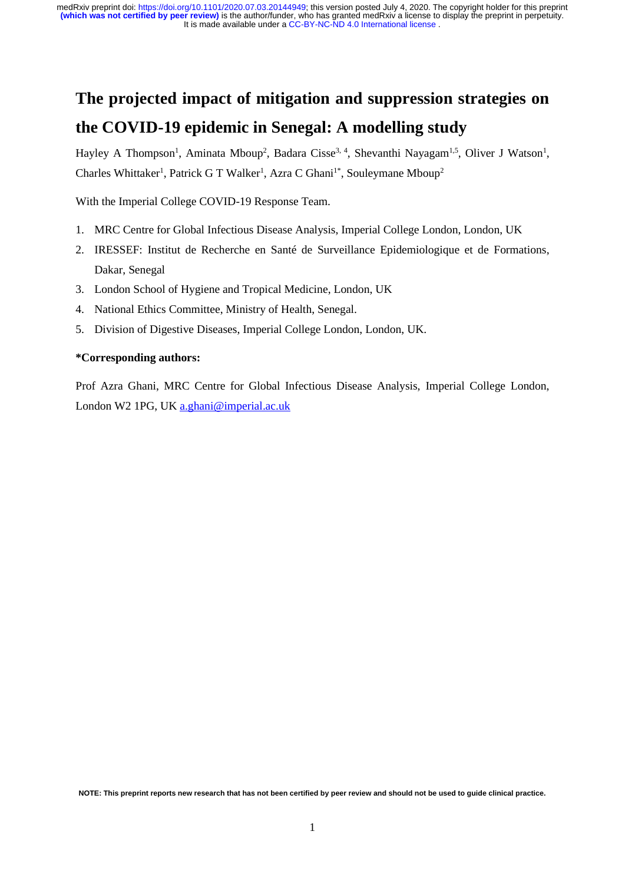# The projected impact of mitigation and suppression strategies on the COVID-19 epidemic in Senegal: A modelling study

Hayley A Thompson[1], Aminata Mboup[2], Badara Cisse[3, 4], Shevanthi Nayagam[1,5], Oliver J Watson[1], Charles Whittaker[1], Patrick G T Walker[1], Azra C Ghani[1*], Souleymane Mboup[2]

With the Imperial College COVID-19 Response Team.

1. MRC Centre for Global Infectious Disease Analysis, Imperial College London, London, UK
2. IRESSEF: Institut de Recherche en Santé de Surveillance Epidemiologique et de Formations, Dakar, Senegal
3. London School of Hygiene and Tropical Medicine, London, UK
4. National Ethics Committee, Ministry of Health, Senegal.
5. Division of Digestive Diseases, Imperial College London, London, UK.

**\*Corresponding authors:**

Prof Azra Ghani, MRC Centre for Global Infectious Disease Analysis, Imperial College London, London W2 1PG, UK a.ghani@imperial.ac.uk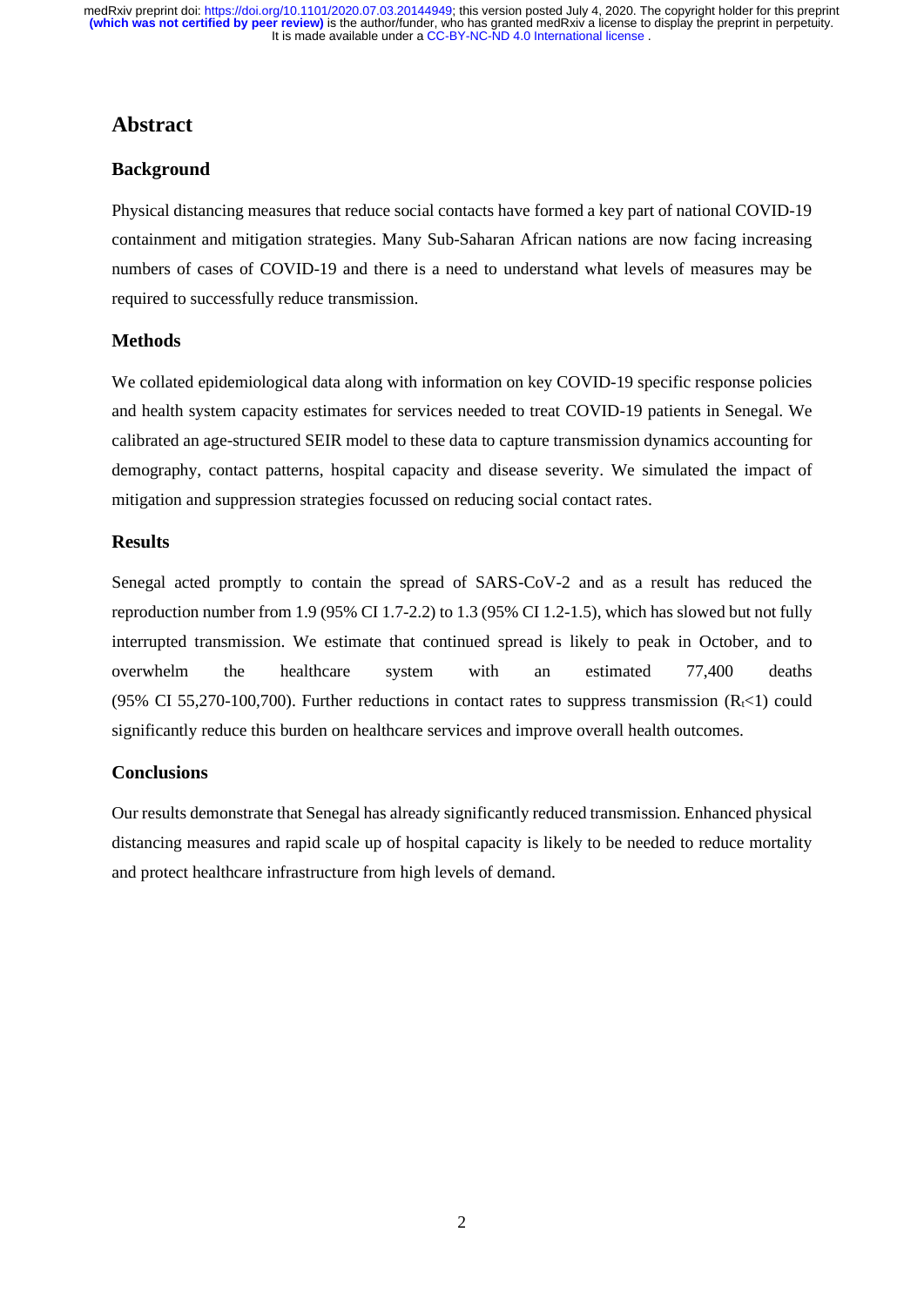# Abstract

## Background

Physical distancing measures that reduce social contacts have formed a key part of national COVID-19 containment and mitigation strategies. Many Sub-Saharan African nations are now facing increasing numbers of cases of COVID-19 and there is a need to understand what levels of measures may be required to successfully reduce transmission.

## Methods

We collated epidemiological data along with information on key COVID-19 specific response policies and health system capacity estimates for services needed to treat COVID-19 patients in Senegal. We calibrated an age-structured SEIR model to these data to capture transmission dynamics accounting for demography, contact patterns, hospital capacity and disease severity. We simulated the impact of mitigation and suppression strategies focussed on reducing social contact rates.

## Results

Senegal acted promptly to contain the spread of SARS-CoV-2 and as a result has reduced the reproduction number from 1.9 (95% CI 1.7-2.2) to 1.3 (95% CI 1.2-1.5), which has slowed but not fully interrupted transmission. We estimate that continued spread is likely to peak in October, and to overwhelm the healthcare system with an estimated 77,400 deaths (95% CI 55,270-100,700). Further reductions in contact rates to suppress transmission ($R_t<1$) could significantly reduce this burden on healthcare services and improve overall health outcomes.

## Conclusions

Our results demonstrate that Senegal has already significantly reduced transmission. Enhanced physical distancing measures and rapid scale up of hospital capacity is likely to be needed to reduce mortality and protect healthcare infrastructure from high levels of demand.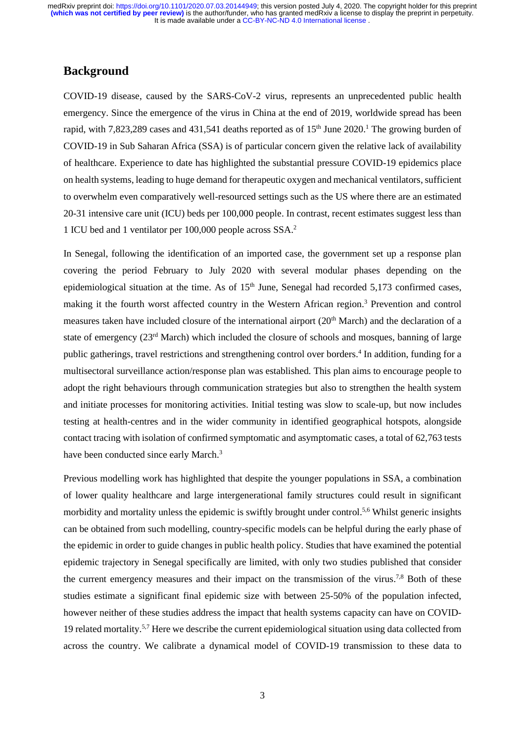## Background

COVID-19 disease, caused by the SARS-CoV-2 virus, represents an unprecedented public health emergency. Since the emergence of the virus in China at the end of 2019, worldwide spread has been rapid, with 7,823,289 cases and 431,541 deaths reported as of 15th June 2020.[1] The growing burden of COVID-19 in Sub Saharan Africa (SSA) is of particular concern given the relative lack of availability of healthcare. Experience to date has highlighted the substantial pressure COVID-19 epidemics place on health systems, leading to huge demand for therapeutic oxygen and mechanical ventilators, sufficient to overwhelm even comparatively well-resourced settings such as the US where there are an estimated 20-31 intensive care unit (ICU) beds per 100,000 people. In contrast, recent estimates suggest less than 1 ICU bed and 1 ventilator per 100,000 people across SSA.[2]

In Senegal, following the identification of an imported case, the government set up a response plan covering the period February to July 2020 with several modular phases depending on the epidemiological situation at the time. As of 15th June, Senegal had recorded 5,173 confirmed cases, making it the fourth worst affected country in the Western African region.[3] Prevention and control measures taken have included closure of the international airport (20th March) and the declaration of a state of emergency (23rd March) which included the closure of schools and mosques, banning of large public gatherings, travel restrictions and strengthening control over borders.[4] In addition, funding for a multisectoral surveillance action/response plan was established. This plan aims to encourage people to adopt the right behaviours through communication strategies but also to strengthen the health system and initiate processes for monitoring activities. Initial testing was slow to scale-up, but now includes testing at health-centres and in the wider community in identified geographical hotspots, alongside contact tracing with isolation of confirmed symptomatic and asymptomatic cases, a total of 62,763 tests have been conducted since early March.[3]

Previous modelling work has highlighted that despite the younger populations in SSA, a combination of lower quality healthcare and large intergenerational family structures could result in significant morbidity and mortality unless the epidemic is swiftly brought under control.[5,6] Whilst generic insights can be obtained from such modelling, country-specific models can be helpful during the early phase of the epidemic in order to guide changes in public health policy. Studies that have examined the potential epidemic trajectory in Senegal specifically are limited, with only two studies published that consider the current emergency measures and their impact on the transmission of the virus.[7,8] Both of these studies estimate a significant final epidemic size with between 25-50% of the population infected, however neither of these studies address the impact that health systems capacity can have on COVID-19 related mortality.[5,7] Here we describe the current epidemiological situation using data collected from across the country. We calibrate a dynamical model of COVID-19 transmission to these data to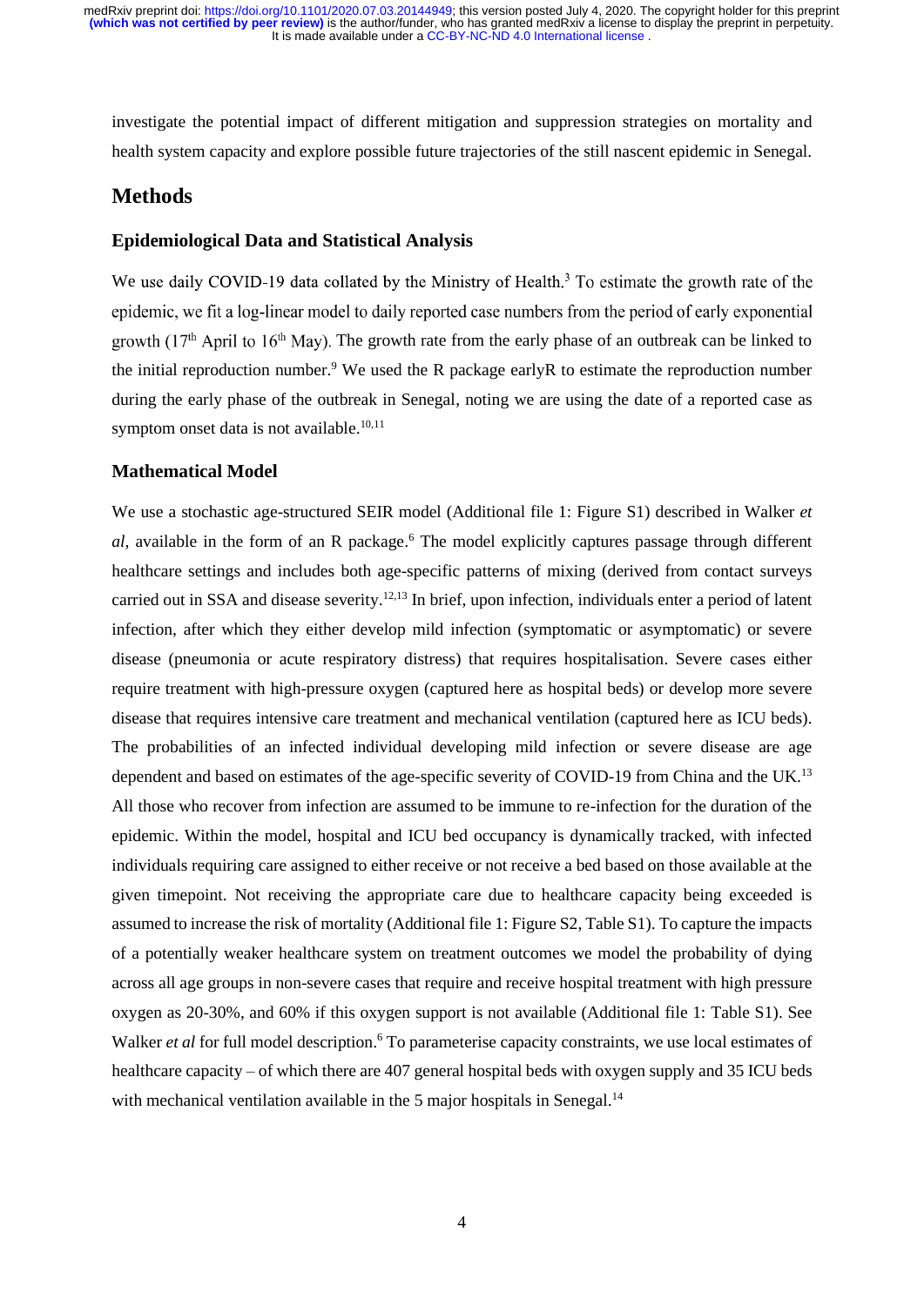investigate the potential impact of different mitigation and suppression strategies on mortality and health system capacity and explore possible future trajectories of the still nascent epidemic in Senegal.

## Methods

### Epidemiological Data and Statistical Analysis

We use daily COVID-19 data collated by the Ministry of Health.[3] To estimate the growth rate of the epidemic, we fit a log-linear model to daily reported case numbers from the period of early exponential growth (17th April to 16th May). The growth rate from the early phase of an outbreak can be linked to the initial reproduction number.[9] We used the R package earlyR to estimate the reproduction number during the early phase of the outbreak in Senegal, noting we are using the date of a reported case as symptom onset data is not available.[10,11]

### Mathematical Model

We use a stochastic age-structured SEIR model (Additional file 1: Figure S1) described in Walker *et al*, available in the form of an R package.[6] The model explicitly captures passage through different healthcare settings and includes both age-specific patterns of mixing (derived from contact surveys carried out in SSA and disease severity.[12,13] In brief, upon infection, individuals enter a period of latent infection, after which they either develop mild infection (symptomatic or asymptomatic) or severe disease (pneumonia or acute respiratory distress) that requires hospitalisation. Severe cases either require treatment with high-pressure oxygen (captured here as hospital beds) or develop more severe disease that requires intensive care treatment and mechanical ventilation (captured here as ICU beds). The probabilities of an infected individual developing mild infection or severe disease are age dependent and based on estimates of the age-specific severity of COVID-19 from China and the UK.[13] All those who recover from infection are assumed to be immune to re-infection for the duration of the epidemic. Within the model, hospital and ICU bed occupancy is dynamically tracked, with infected individuals requiring care assigned to either receive or not receive a bed based on those available at the given timepoint. Not receiving the appropriate care due to healthcare capacity being exceeded is assumed to increase the risk of mortality (Additional file 1: Figure S2, Table S1). To capture the impacts of a potentially weaker healthcare system on treatment outcomes we model the probability of dying across all age groups in non-severe cases that require and receive hospital treatment with high pressure oxygen as 20-30%, and 60% if this oxygen support is not available (Additional file 1: Table S1). See Walker *et al* for full model description.[6] To parameterise capacity constraints, we use local estimates of healthcare capacity – of which there are 407 general hospital beds with oxygen supply and 35 ICU beds with mechanical ventilation available in the 5 major hospitals in Senegal.[14]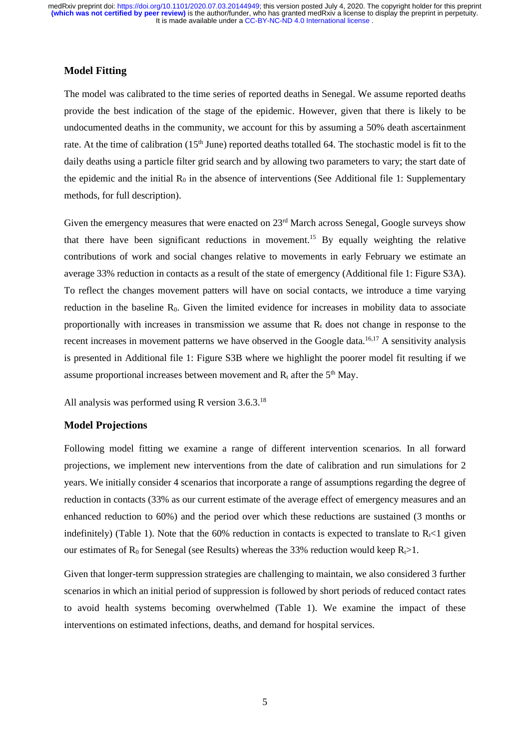## Model Fitting

The model was calibrated to the time series of reported deaths in Senegal. We assume reported deaths provide the best indication of the stage of the epidemic. However, given that there is likely to be undocumented deaths in the community, we account for this by assuming a 50% death ascertainment rate. At the time of calibration (15th June) reported deaths totalled 64. The stochastic model is fit to the daily deaths using a particle filter grid search and by allowing two parameters to vary; the start date of the epidemic and the initial $R_0$ in the absence of interventions (See Additional file 1: Supplementary methods, for full description).

Given the emergency measures that were enacted on 23rd March across Senegal, Google surveys show that there have been significant reductions in movement.[15] By equally weighting the relative contributions of work and social changes relative to movements in early February we estimate an average 33% reduction in contacts as a result of the state of emergency (Additional file 1: Figure S3A). To reflect the changes movement patters will have on social contacts, we introduce a time varying reduction in the baseline $R_0$. Given the limited evidence for increases in mobility data to associate proportionally with increases in transmission we assume that $R_t$ does not change in response to the recent increases in movement patterns we have observed in the Google data.[16,17] A sensitivity analysis is presented in Additional file 1: Figure S3B where we highlight the poorer model fit resulting if we assume proportional increases between movement and $R_t$ after the 5th May.

All analysis was performed using R version 3.6.3.[18]

## Model Projections

Following model fitting we examine a range of different intervention scenarios. In all forward projections, we implement new interventions from the date of calibration and run simulations for 2 years. We initially consider 4 scenarios that incorporate a range of assumptions regarding the degree of reduction in contacts (33% as our current estimate of the average effect of emergency measures and an enhanced reduction to 60%) and the period over which these reductions are sustained (3 months or indefinitely) (Table 1). Note that the 60% reduction in contacts is expected to translate to $R_t<1$ given our estimates of $R_0$ for Senegal (see Results) whereas the 33% reduction would keep $R_t>1$.

Given that longer-term suppression strategies are challenging to maintain, we also considered 3 further scenarios in which an initial period of suppression is followed by short periods of reduced contact rates to avoid health systems becoming overwhelmed (Table 1). We examine the impact of these interventions on estimated infections, deaths, and demand for hospital services.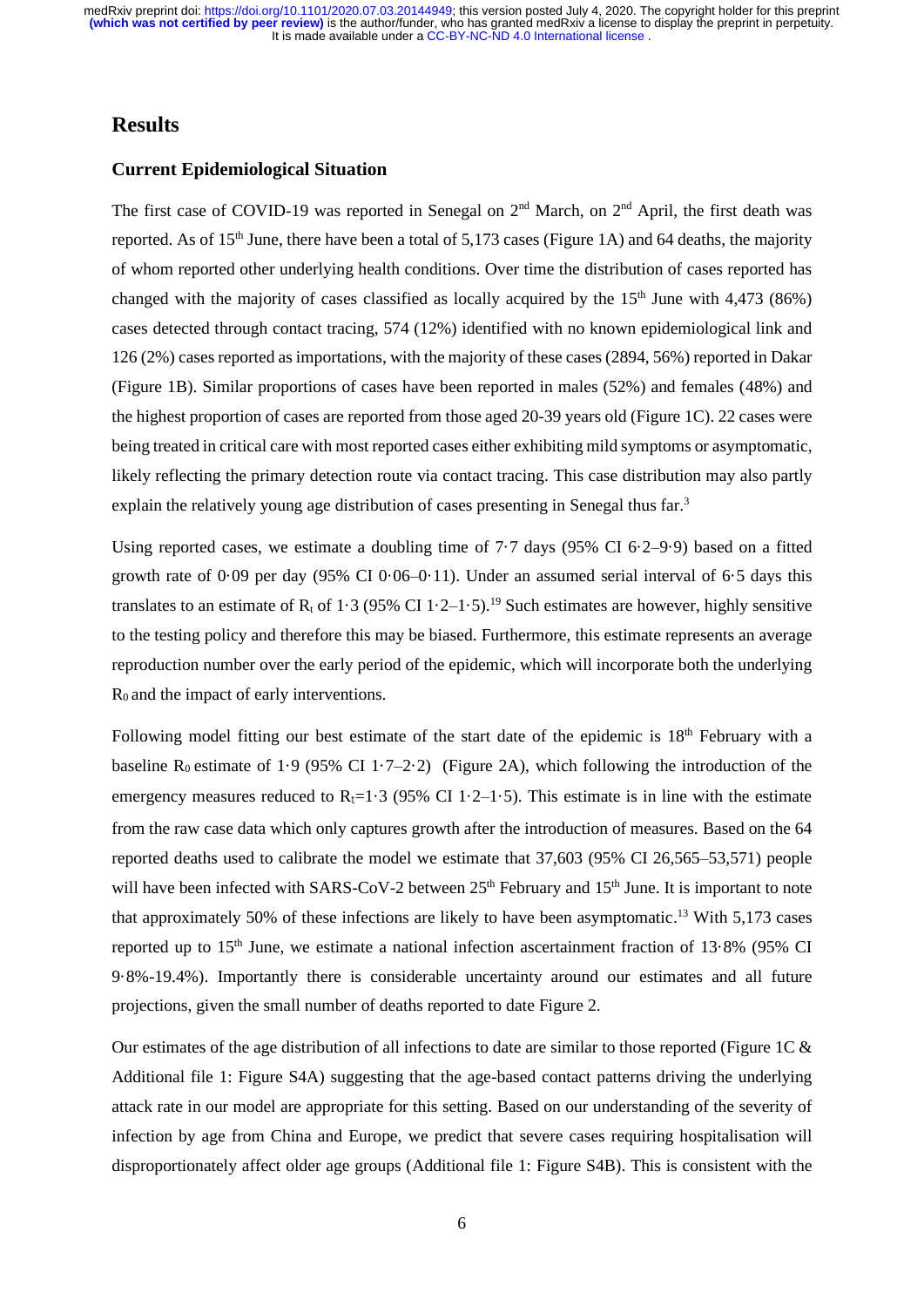## Results

### Current Epidemiological Situation

The first case of COVID-19 was reported in Senegal on 2nd March, on 2nd April, the first death was reported. As of 15th June, there have been a total of 5,173 cases (Figure 1A) and 64 deaths, the majority of whom reported other underlying health conditions. Over time the distribution of cases reported has changed with the majority of cases classified as locally acquired by the 15th June with 4,473 (86%) cases detected through contact tracing, 574 (12%) identified with no known epidemiological link and 126 (2%) cases reported as importations, with the majority of these cases (2894, 56%) reported in Dakar (Figure 1B). Similar proportions of cases have been reported in males (52%) and females (48%) and the highest proportion of cases are reported from those aged 20-39 years old (Figure 1C). 22 cases were being treated in critical care with most reported cases either exhibiting mild symptoms or asymptomatic, likely reflecting the primary detection route via contact tracing. This case distribution may also partly explain the relatively young age distribution of cases presenting in Senegal thus far.[3]

Using reported cases, we estimate a doubling time of 7·7 days (95% CI 6·2–9·9) based on a fitted growth rate of 0·09 per day (95% CI 0·06–0·11). Under an assumed serial interval of 6·5 days this translates to an estimate of $R_t$ of 1·3 (95% CI 1·2–1·5).[19] Such estimates are however, highly sensitive to the testing policy and therefore this may be biased. Furthermore, this estimate represents an average reproduction number over the early period of the epidemic, which will incorporate both the underlying $R_0$ and the impact of early interventions.

Following model fitting our best estimate of the start date of the epidemic is 18th February with a baseline $R_0$ estimate of 1·9 (95% CI 1·7–2·2) (Figure 2A), which following the introduction of the emergency measures reduced to $R_t$=1·3 (95% CI 1·2–1·5). This estimate is in line with the estimate from the raw case data which only captures growth after the introduction of measures. Based on the 64 reported deaths used to calibrate the model we estimate that 37,603 (95% CI 26,565–53,571) people will have been infected with SARS-CoV-2 between 25th February and 15th June. It is important to note that approximately 50% of these infections are likely to have been asymptomatic.[13] With 5,173 cases reported up to 15th June, we estimate a national infection ascertainment fraction of 13·8% (95% CI 9·8%-19.4%). Importantly there is considerable uncertainty around our estimates and all future projections, given the small number of deaths reported to date Figure 2.

Our estimates of the age distribution of all infections to date are similar to those reported (Figure 1C & Additional file 1: Figure S4A) suggesting that the age-based contact patterns driving the underlying attack rate in our model are appropriate for this setting. Based on our understanding of the severity of infection by age from China and Europe, we predict that severe cases requiring hospitalisation will disproportionately affect older age groups (Additional file 1: Figure S4B). This is consistent with the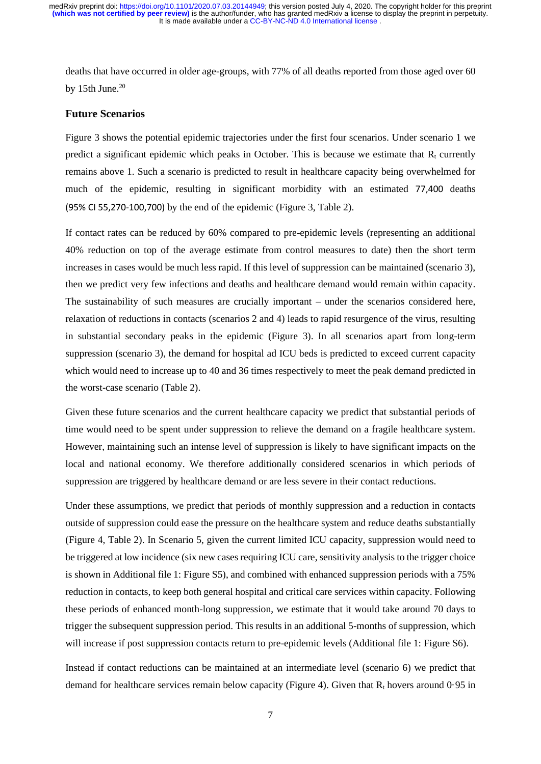deaths that have occurred in older age-groups, with 77% of all deaths reported from those aged over 60 by 15th June.[20]

### Future Scenarios

Figure 3 shows the potential epidemic trajectories under the first four scenarios. Under scenario 1 we predict a significant epidemic which peaks in October. This is because we estimate that $R_t$ currently remains above 1. Such a scenario is predicted to result in healthcare capacity being overwhelmed for much of the epidemic, resulting in significant morbidity with an estimated 77,400 deaths (95% CI 55,270-100,700) by the end of the epidemic (Figure 3, Table 2).

If contact rates can be reduced by 60% compared to pre-epidemic levels (representing an additional 40% reduction on top of the average estimate from control measures to date) then the short term increases in cases would be much less rapid. If this level of suppression can be maintained (scenario 3), then we predict very few infections and deaths and healthcare demand would remain within capacity. The sustainability of such measures are crucially important – under the scenarios considered here, relaxation of reductions in contacts (scenarios 2 and 4) leads to rapid resurgence of the virus, resulting in substantial secondary peaks in the epidemic (Figure 3). In all scenarios apart from long-term suppression (scenario 3), the demand for hospital ad ICU beds is predicted to exceed current capacity which would need to increase up to 40 and 36 times respectively to meet the peak demand predicted in the worst-case scenario (Table 2).

Given these future scenarios and the current healthcare capacity we predict that substantial periods of time would need to be spent under suppression to relieve the demand on a fragile healthcare system. However, maintaining such an intense level of suppression is likely to have significant impacts on the local and national economy. We therefore additionally considered scenarios in which periods of suppression are triggered by healthcare demand or are less severe in their contact reductions.

Under these assumptions, we predict that periods of monthly suppression and a reduction in contacts outside of suppression could ease the pressure on the healthcare system and reduce deaths substantially (Figure 4, Table 2). In Scenario 5, given the current limited ICU capacity, suppression would need to be triggered at low incidence (six new cases requiring ICU care, sensitivity analysis to the trigger choice is shown in Additional file 1: Figure S5), and combined with enhanced suppression periods with a 75% reduction in contacts, to keep both general hospital and critical care services within capacity. Following these periods of enhanced month-long suppression, we estimate that it would take around 70 days to trigger the subsequent suppression period. This results in an additional 5-months of suppression, which will increase if post suppression contacts return to pre-epidemic levels (Additional file 1: Figure S6).

Instead if contact reductions can be maintained at an intermediate level (scenario 6) we predict that demand for healthcare services remain below capacity (Figure 4). Given that $R_t$ hovers around 0·95 in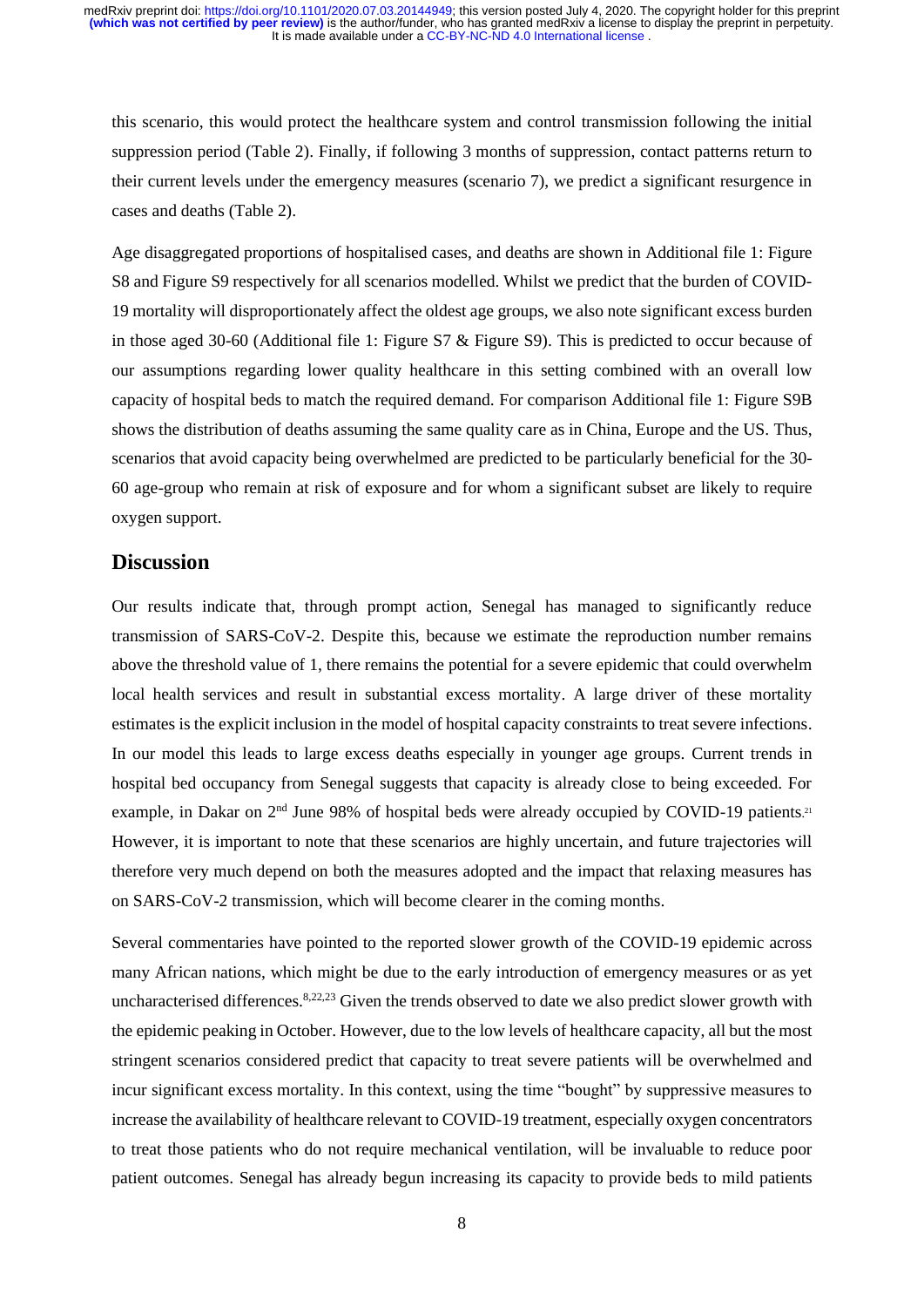this scenario, this would protect the healthcare system and control transmission following the initial suppression period (Table 2). Finally, if following 3 months of suppression, contact patterns return to their current levels under the emergency measures (scenario 7), we predict a significant resurgence in cases and deaths (Table 2).

Age disaggregated proportions of hospitalised cases, and deaths are shown in Additional file 1: Figure S8 and Figure S9 respectively for all scenarios modelled. Whilst we predict that the burden of COVID-19 mortality will disproportionately affect the oldest age groups, we also note significant excess burden in those aged 30-60 (Additional file 1: Figure S7 & Figure S9). This is predicted to occur because of our assumptions regarding lower quality healthcare in this setting combined with an overall low capacity of hospital beds to match the required demand. For comparison Additional file 1: Figure S9B shows the distribution of deaths assuming the same quality care as in China, Europe and the US. Thus, scenarios that avoid capacity being overwhelmed are predicted to be particularly beneficial for the 30-60 age-group who remain at risk of exposure and for whom a significant subset are likely to require oxygen support.

## Discussion

Our results indicate that, through prompt action, Senegal has managed to significantly reduce transmission of SARS-CoV-2. Despite this, because we estimate the reproduction number remains above the threshold value of 1, there remains the potential for a severe epidemic that could overwhelm local health services and result in substantial excess mortality. A large driver of these mortality estimates is the explicit inclusion in the model of hospital capacity constraints to treat severe infections. In our model this leads to large excess deaths especially in younger age groups. Current trends in hospital bed occupancy from Senegal suggests that capacity is already close to being exceeded. For example, in Dakar on 2nd June 98% of hospital beds were already occupied by COVID-19 patients.[21] However, it is important to note that these scenarios are highly uncertain, and future trajectories will therefore very much depend on both the measures adopted and the impact that relaxing measures has on SARS-CoV-2 transmission, which will become clearer in the coming months.

Several commentaries have pointed to the reported slower growth of the COVID-19 epidemic across many African nations, which might be due to the early introduction of emergency measures or as yet uncharacterised differences.[8,22,23] Given the trends observed to date we also predict slower growth with the epidemic peaking in October. However, due to the low levels of healthcare capacity, all but the most stringent scenarios considered predict that capacity to treat severe patients will be overwhelmed and incur significant excess mortality. In this context, using the time "bought" by suppressive measures to increase the availability of healthcare relevant to COVID-19 treatment, especially oxygen concentrators to treat those patients who do not require mechanical ventilation, will be invaluable to reduce poor patient outcomes. Senegal has already begun increasing its capacity to provide beds to mild patients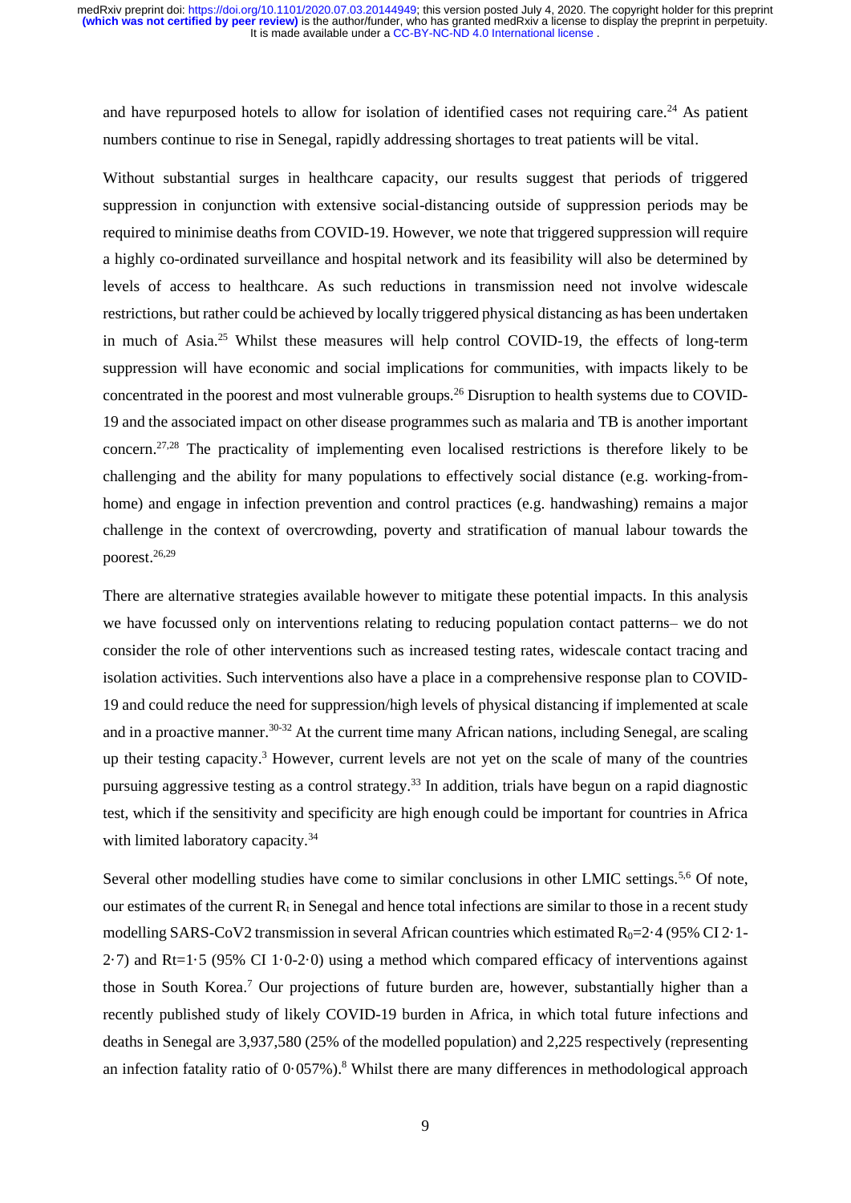and have repurposed hotels to allow for isolation of identified cases not requiring care.[24] As patient numbers continue to rise in Senegal, rapidly addressing shortages to treat patients will be vital.

Without substantial surges in healthcare capacity, our results suggest that periods of triggered suppression in conjunction with extensive social-distancing outside of suppression periods may be required to minimise deaths from COVID-19. However, we note that triggered suppression will require a highly co-ordinated surveillance and hospital network and its feasibility will also be determined by levels of access to healthcare. As such reductions in transmission need not involve widescale restrictions, but rather could be achieved by locally triggered physical distancing as has been undertaken in much of Asia.[25] Whilst these measures will help control COVID-19, the effects of long-term suppression will have economic and social implications for communities, with impacts likely to be concentrated in the poorest and most vulnerable groups.[26] Disruption to health systems due to COVID-19 and the associated impact on other disease programmes such as malaria and TB is another important concern.[27,28] The practicality of implementing even localised restrictions is therefore likely to be challenging and the ability for many populations to effectively social distance (e.g. working-from-home) and engage in infection prevention and control practices (e.g. handwashing) remains a major challenge in the context of overcrowding, poverty and stratification of manual labour towards the poorest.[26,29]

There are alternative strategies available however to mitigate these potential impacts. In this analysis we have focussed only on interventions relating to reducing population contact patterns– we do not consider the role of other interventions such as increased testing rates, widescale contact tracing and isolation activities. Such interventions also have a place in a comprehensive response plan to COVID-19 and could reduce the need for suppression/high levels of physical distancing if implemented at scale and in a proactive manner.[30-32] At the current time many African nations, including Senegal, are scaling up their testing capacity.[3] However, current levels are not yet on the scale of many of the countries pursuing aggressive testing as a control strategy.[33] In addition, trials have begun on a rapid diagnostic test, which if the sensitivity and specificity are high enough could be important for countries in Africa with limited laboratory capacity.[34]

Several other modelling studies have come to similar conclusions in other LMIC settings.[5,6] Of note, our estimates of the current $R_t$ in Senegal and hence total infections are similar to those in a recent study modelling SARS-CoV2 transmission in several African countries which estimated $R_0$=2·4 (95% CI 2·1-2·7) and Rt=1·5 (95% CI 1·0-2·0) using a method which compared efficacy of interventions against those in South Korea.[7] Our projections of future burden are, however, substantially higher than a recently published study of likely COVID-19 burden in Africa, in which total future infections and deaths in Senegal are 3,937,580 (25% of the modelled population) and 2,225 respectively (representing an infection fatality ratio of 0·057%).[8] Whilst there are many differences in methodological approach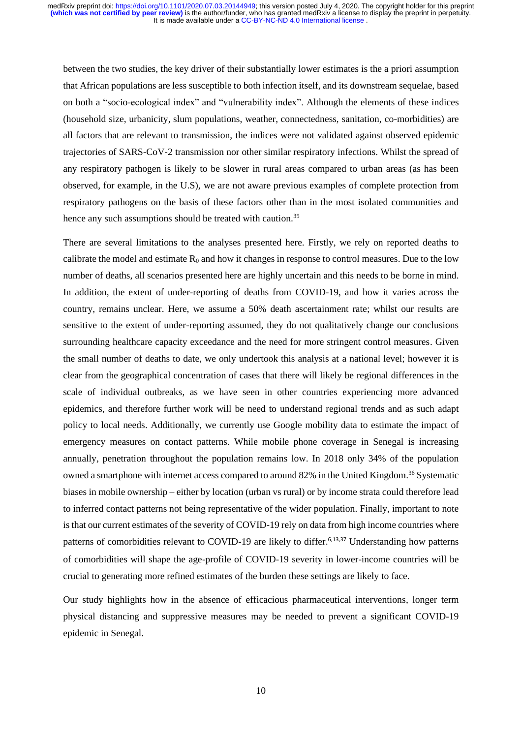between the two studies, the key driver of their substantially lower estimates is the a priori assumption that African populations are less susceptible to both infection itself, and its downstream sequelae, based on both a "socio-ecological index" and "vulnerability index". Although the elements of these indices (household size, urbanicity, slum populations, weather, connectedness, sanitation, co-morbidities) are all factors that are relevant to transmission, the indices were not validated against observed epidemic trajectories of SARS-CoV-2 transmission nor other similar respiratory infections. Whilst the spread of any respiratory pathogen is likely to be slower in rural areas compared to urban areas (as has been observed, for example, in the U.S), we are not aware previous examples of complete protection from respiratory pathogens on the basis of these factors other than in the most isolated communities and hence any such assumptions should be treated with caution.[35]

There are several limitations to the analyses presented here. Firstly, we rely on reported deaths to calibrate the model and estimate $R_0$ and how it changes in response to control measures. Due to the low number of deaths, all scenarios presented here are highly uncertain and this needs to be borne in mind. In addition, the extent of under-reporting of deaths from COVID-19, and how it varies across the country, remains unclear. Here, we assume a 50% death ascertainment rate; whilst our results are sensitive to the extent of under-reporting assumed, they do not qualitatively change our conclusions surrounding healthcare capacity exceedance and the need for more stringent control measures. Given the small number of deaths to date, we only undertook this analysis at a national level; however it is clear from the geographical concentration of cases that there will likely be regional differences in the scale of individual outbreaks, as we have seen in other countries experiencing more advanced epidemics, and therefore further work will be need to understand regional trends and as such adapt policy to local needs. Additionally, we currently use Google mobility data to estimate the impact of emergency measures on contact patterns. While mobile phone coverage in Senegal is increasing annually, penetration throughout the population remains low. In 2018 only 34% of the population owned a smartphone with internet access compared to around 82% in the United Kingdom.[36] Systematic biases in mobile ownership – either by location (urban vs rural) or by income strata could therefore lead to inferred contact patterns not being representative of the wider population. Finally, important to note is that our current estimates of the severity of COVID-19 rely on data from high income countries where patterns of comorbidities relevant to COVID-19 are likely to differ.[6,13,37] Understanding how patterns of comorbidities will shape the age-profile of COVID-19 severity in lower-income countries will be crucial to generating more refined estimates of the burden these settings are likely to face.

Our study highlights how in the absence of efficacious pharmaceutical interventions, longer term physical distancing and suppressive measures may be needed to prevent a significant COVID-19 epidemic in Senegal.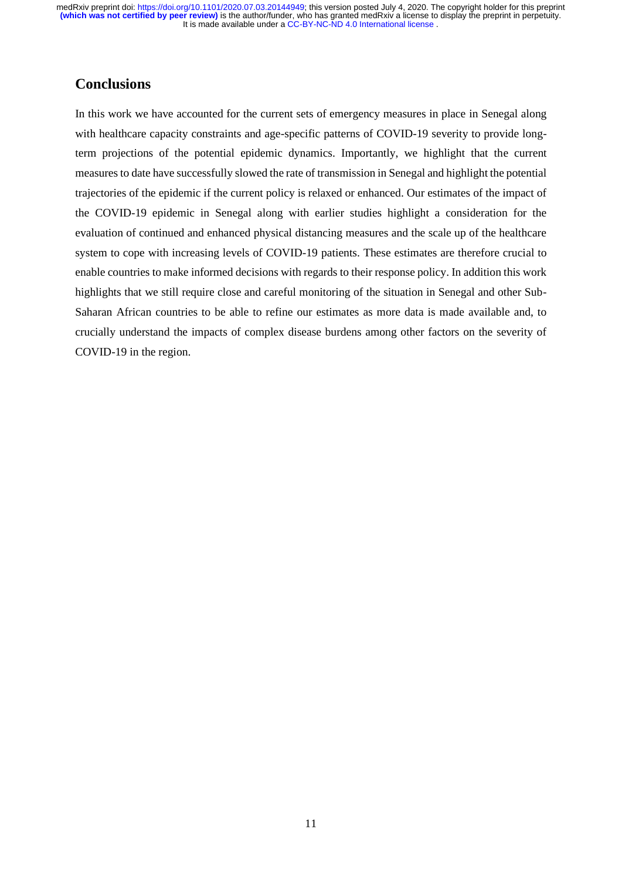## Conclusions

In this work we have accounted for the current sets of emergency measures in place in Senegal along with healthcare capacity constraints and age-specific patterns of COVID-19 severity to provide long-term projections of the potential epidemic dynamics. Importantly, we highlight that the current measures to date have successfully slowed the rate of transmission in Senegal and highlight the potential trajectories of the epidemic if the current policy is relaxed or enhanced. Our estimates of the impact of the COVID-19 epidemic in Senegal along with earlier studies highlight a consideration for the evaluation of continued and enhanced physical distancing measures and the scale up of the healthcare system to cope with increasing levels of COVID-19 patients. These estimates are therefore crucial to enable countries to make informed decisions with regards to their response policy. In addition this work highlights that we still require close and careful monitoring of the situation in Senegal and other Sub-Saharan African countries to be able to refine our estimates as more data is made available and, to crucially understand the impacts of complex disease burdens among other factors on the severity of COVID-19 in the region.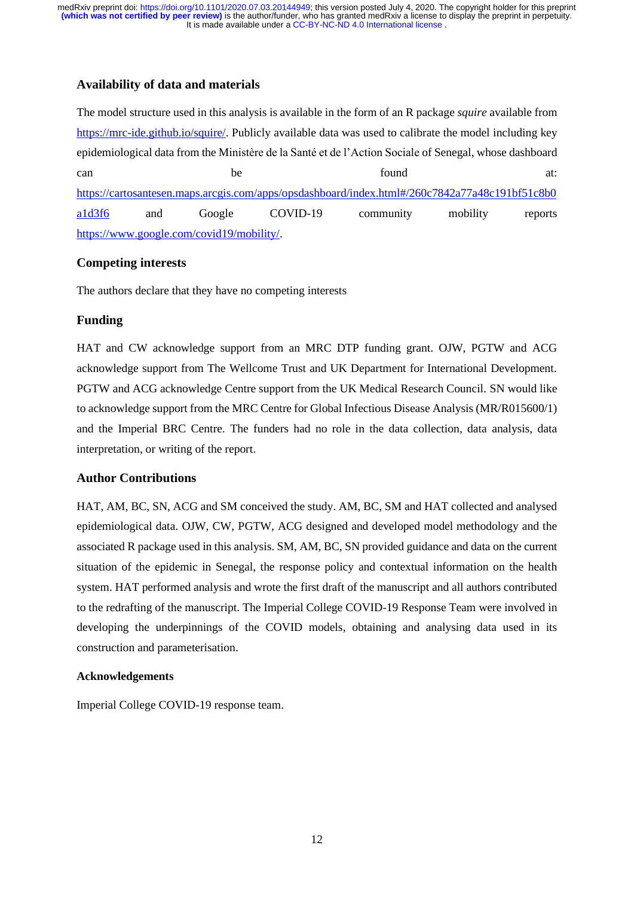## Availability of data and materials

The model structure used in this analysis is available in the form of an R package *squire* available from https://mrc-ide.github.io/squire/. Publicly available data was used to calibrate the model including key epidemiological data from the Ministère de la Santé et de l'Action Sociale of Senegal, whose dashboard can be found at: https://cartosantesen.maps.arcgis.com/apps/opsdashboard/index.html#/260c7842a77a48c191bf51c8b0a1d3f6 and Google COVID-19 community mobility reports https://www.google.com/covid19/mobility/.

## Competing interests

The authors declare that they have no competing interests

## Funding

HAT and CW acknowledge support from an MRC DTP funding grant. OJW, PGTW and ACG acknowledge support from The Wellcome Trust and UK Department for International Development. PGTW and ACG acknowledge Centre support from the UK Medical Research Council. SN would like to acknowledge support from the MRC Centre for Global Infectious Disease Analysis (MR/R015600/1) and the Imperial BRC Centre. The funders had no role in the data collection, data analysis, data interpretation, or writing of the report.

## Author Contributions

HAT, AM, BC, SN, ACG and SM conceived the study. AM, BC, SM and HAT collected and analysed epidemiological data. OJW, CW, PGTW, ACG designed and developed model methodology and the associated R package used in this analysis. SM, AM, BC, SN provided guidance and data on the current situation of the epidemic in Senegal, the response policy and contextual information on the health system. HAT performed analysis and wrote the first draft of the manuscript and all authors contributed to the redrafting of the manuscript. The Imperial College COVID-19 Response Team were involved in developing the underpinnings of the COVID models, obtaining and analysing data used in its construction and parameterisation.

### Acknowledgements

Imperial College COVID-19 response team.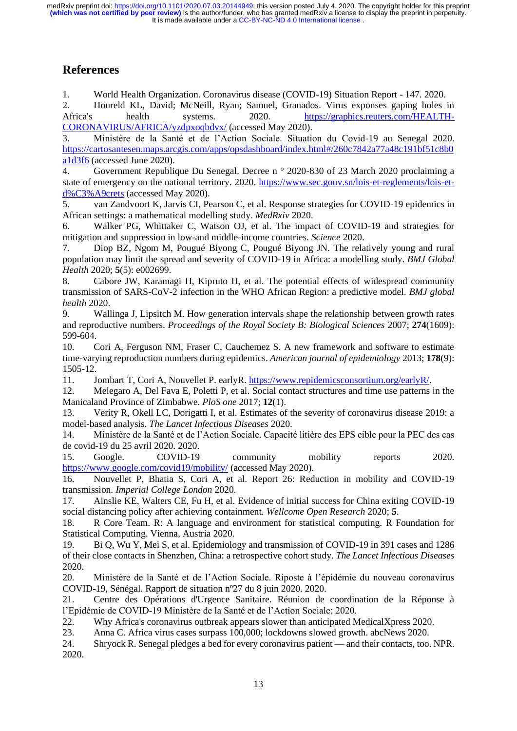# References

1. World Health Organization. Coronavirus disease (COVID-19) Situation Report - 147. 2020.
2. Houreld KL, David; McNeill, Ryan; Samuel, Granados. Virus exposes gaping holes in Africa's health systems. 2020. https://graphics.reuters.com/HEALTH-CORONAVIRUS/AFRICA/yzdpxoqbdvx/ (accessed May 2020).
3. Ministère de la Santé et de l'Action Sociale. Situation du Covid-19 au Senegal 2020. https://cartosantesen.maps.arcgis.com/apps/opsdashboard/index.html#/260c7842a77a48c191bf51c8b0a1d3f6 (accessed June 2020).
4. Government Republique Du Senegal. Decree n ° 2020-830 of 23 March 2020 proclaiming a state of emergency on the national territory. 2020. https://www.sec.gouv.sn/lois-et-reglements/lois-et-d%C3%A9crets (accessed May 2020).
5. van Zandvoort K, Jarvis CI, Pearson C, et al. Response strategies for COVID-19 epidemics in African settings: a mathematical modelling study. *MedRxiv* 2020.
6. Walker PG, Whittaker C, Watson OJ, et al. The impact of COVID-19 and strategies for mitigation and suppression in low-and middle-income countries. *Science* 2020.
7. Diop BZ, Ngom M, Pougué Biyong C, Pougué Biyong JN. The relatively young and rural population may limit the spread and severity of COVID-19 in Africa: a modelling study. *BMJ Global Health* 2020; **5**(5): e002699.
8. Cabore JW, Karamagi H, Kipruto H, et al. The potential effects of widespread community transmission of SARS-CoV-2 infection in the WHO African Region: a predictive model. *BMJ global health* 2020.
9. Wallinga J, Lipsitch M. How generation intervals shape the relationship between growth rates and reproductive numbers. *Proceedings of the Royal Society B: Biological Sciences* 2007; **274**(1609): 599-604.
10. Cori A, Ferguson NM, Fraser C, Cauchemez S. A new framework and software to estimate time-varying reproduction numbers during epidemics. *American journal of epidemiology* 2013; **178**(9): 1505-12.
11. Jombart T, Cori A, Nouvellet P. earlyR. https://www.repidemicsconsortium.org/earlyR/.
12. Melegaro A, Del Fava E, Poletti P, et al. Social contact structures and time use patterns in the Manicaland Province of Zimbabwe. *PloS one* 2017; **12**(1).
13. Verity R, Okell LC, Dorigatti I, et al. Estimates of the severity of coronavirus disease 2019: a model-based analysis. *The Lancet Infectious Diseases* 2020.
14. Ministère de la Santé et de l'Action Sociale. Capacité litière des EPS cible pour la PEC des cas de covid-19 du 25 avril 2020. 2020.
15. Google. COVID-19 community mobility reports 2020. https://www.google.com/covid19/mobility/ (accessed May 2020).
16. Nouvellet P, Bhatia S, Cori A, et al. Report 26: Reduction in mobility and COVID-19 transmission. *Imperial College London* 2020.
17. Ainslie KE, Walters CE, Fu H, et al. Evidence of initial success for China exiting COVID-19 social distancing policy after achieving containment. *Wellcome Open Research* 2020; **5**.
18. R Core Team. R: A language and environment for statistical computing. R Foundation for Statistical Computing. Vienna, Austria 2020.
19. Bi Q, Wu Y, Mei S, et al. Epidemiology and transmission of COVID-19 in 391 cases and 1286 of their close contacts in Shenzhen, China: a retrospective cohort study. *The Lancet Infectious Diseases* 2020.
20. Ministère de la Santé et de l'Action Sociale. Riposte à l'épidémie du nouveau coronavirus COVID-19, Sénégal. Rapport de situation nº27 du 8 juin 2020. 2020.
21. Centre des Opérations d'Urgence Sanitaire. Réunion de coordination de la Réponse à l'Epidémie de COVID-19 Ministère de la Santé et de l'Action Sociale; 2020.
22. Why Africa's coronavirus outbreak appears slower than anticipated MedicalXpress 2020.
23. Anna C. Africa virus cases surpass 100,000; lockdowns slowed growth. abcNews 2020.
24. Shryock R. Senegal pledges a bed for every coronavirus patient — and their contacts, too. NPR. 2020.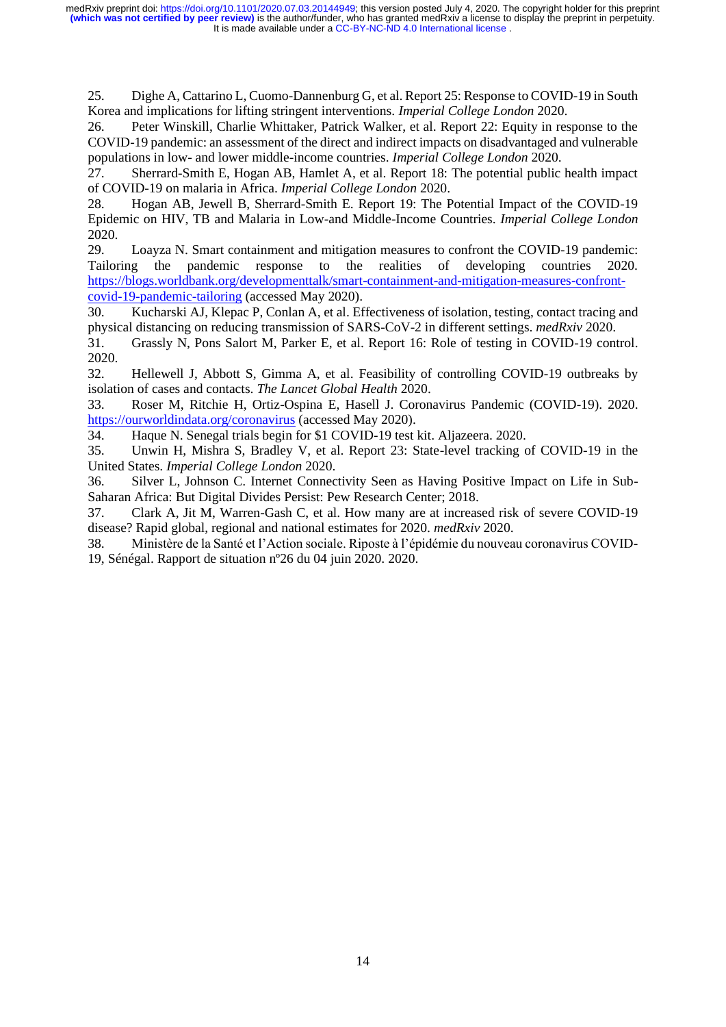25. Dighe A, Cattarino L, Cuomo-Dannenburg G, et al. Report 25: Response to COVID-19 in South Korea and implications for lifting stringent interventions. *Imperial College London* 2020.
26. Peter Winskill, Charlie Whittaker, Patrick Walker, et al. Report 22: Equity in response to the COVID-19 pandemic: an assessment of the direct and indirect impacts on disadvantaged and vulnerable populations in low- and lower middle-income countries. *Imperial College London* 2020.
27. Sherrard-Smith E, Hogan AB, Hamlet A, et al. Report 18: The potential public health impact of COVID-19 on malaria in Africa. *Imperial College London* 2020.
28. Hogan AB, Jewell B, Sherrard-Smith E. Report 19: The Potential Impact of the COVID-19 Epidemic on HIV, TB and Malaria in Low-and Middle-Income Countries. *Imperial College London* 2020.
29. Loayza N. Smart containment and mitigation measures to confront the COVID-19 pandemic: Tailoring the pandemic response to the realities of developing countries 2020. https://blogs.worldbank.org/developmenttalk/smart-containment-and-mitigation-measures-confront-covid-19-pandemic-tailoring (accessed May 2020).
30. Kucharski AJ, Klepac P, Conlan A, et al. Effectiveness of isolation, testing, contact tracing and physical distancing on reducing transmission of SARS-CoV-2 in different settings. *medRxiv* 2020.
31. Grassly N, Pons Salort M, Parker E, et al. Report 16: Role of testing in COVID-19 control. 2020.
32. Hellewell J, Abbott S, Gimma A, et al. Feasibility of controlling COVID-19 outbreaks by isolation of cases and contacts. *The Lancet Global Health* 2020.
33. Roser M, Ritchie H, Ortiz-Ospina E, Hasell J. Coronavirus Pandemic (COVID-19). 2020. https://ourworldindata.org/coronavirus (accessed May 2020).
34. Haque N. Senegal trials begin for $1 COVID-19 test kit. Aljazeera. 2020.
35. Unwin H, Mishra S, Bradley V, et al. Report 23: State-level tracking of COVID-19 in the United States. *Imperial College London* 2020.
36. Silver L, Johnson C. Internet Connectivity Seen as Having Positive Impact on Life in Sub-Saharan Africa: But Digital Divides Persist: Pew Research Center; 2018.
37. Clark A, Jit M, Warren-Gash C, et al. How many are at increased risk of severe COVID-19 disease? Rapid global, regional and national estimates for 2020. *medRxiv* 2020.
38. Ministère de la Santé et l'Action sociale. Riposte à l'épidémie du nouveau coronavirus COVID-19, Sénégal. Rapport de situation nº26 du 04 juin 2020. 2020.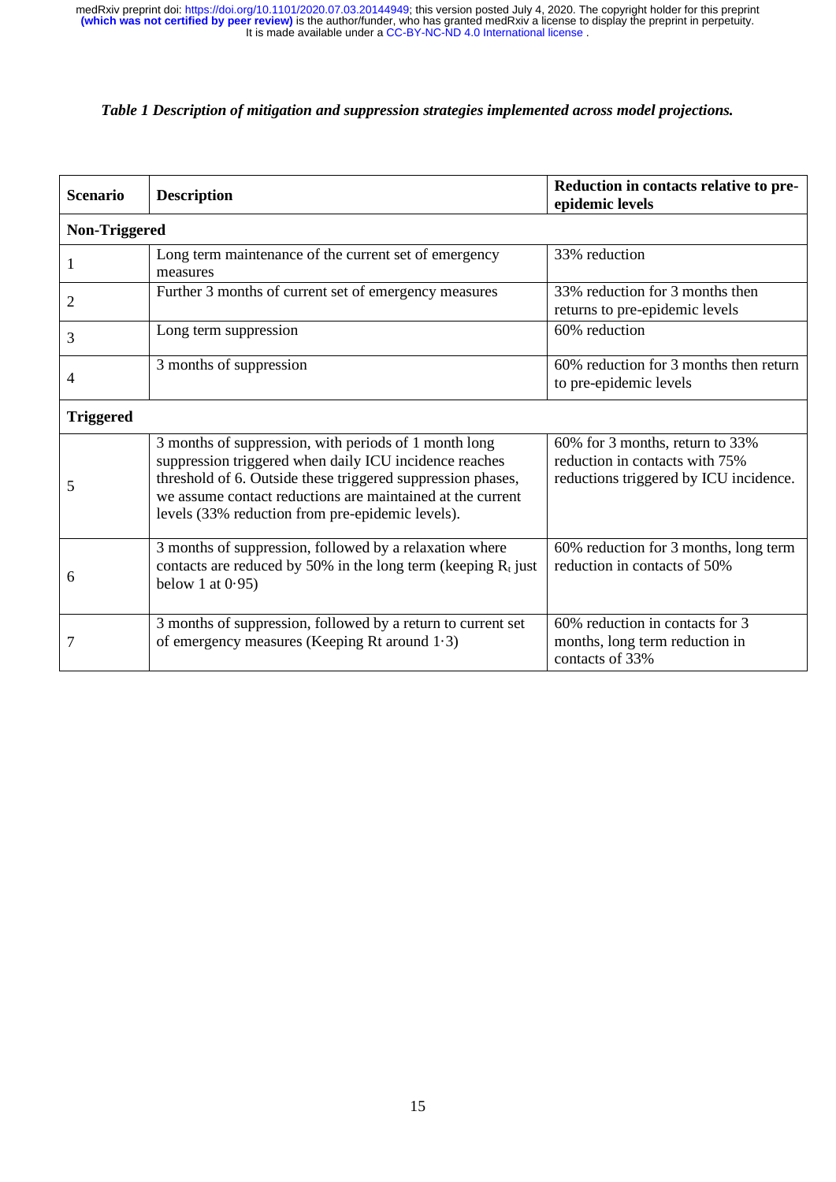***Table 1 Description of mitigation and suppression strategies implemented across model projections.***

| Scenario | Description | Reduction in contacts relative to pre-epidemic levels |
|---|---|---|
| **Non-Triggered** | | |
| 1 | Long term maintenance of the current set of emergency measures | 33% reduction |
| 2 | Further 3 months of current set of emergency measures | 33% reduction for 3 months then returns to pre-epidemic levels |
| 3 | Long term suppression | 60% reduction |
| 4 | 3 months of suppression | 60% reduction for 3 months then return to pre-epidemic levels |
| **Triggered** | | |
| 5 | 3 months of suppression, with periods of 1 month long suppression triggered when daily ICU incidence reaches threshold of 6. Outside these triggered suppression phases, we assume contact reductions are maintained at the current levels (33% reduction from pre-epidemic levels). | 60% for 3 months, return to 33% reduction in contacts with 75% reductions triggered by ICU incidence. |
| 6 | 3 months of suppression, followed by a relaxation where contacts are reduced by 50% in the long term (keeping $R_t$ just below 1 at 0·95) | 60% reduction for 3 months, long term reduction in contacts of 50% |
| 7 | 3 months of suppression, followed by a return to current set of emergency measures (Keeping Rt around 1·3) | 60% reduction in contacts for 3 months, long term reduction in contacts of 33% |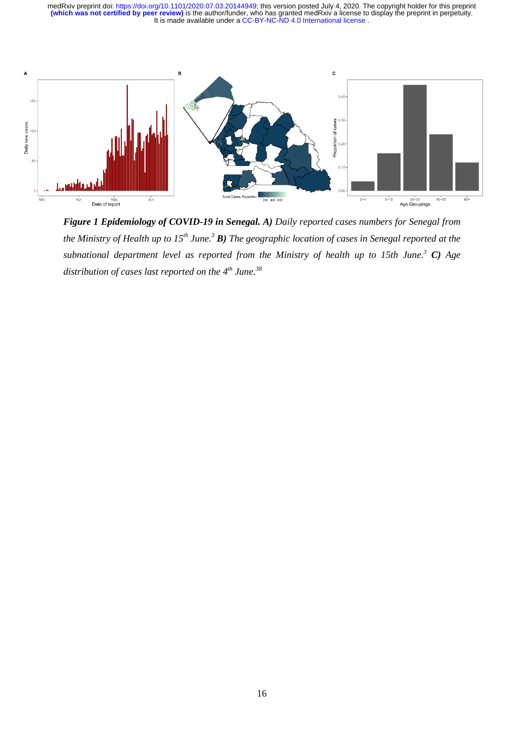***Figure 1 Epidemiology of COVID-19 in Senegal. A)*** *Daily reported cases numbers for Senegal from the Ministry of Health up to 15th June.*[3] ***B)*** *The geographic location of cases in Senegal reported at the subnational department level as reported from the Ministry of health up to 15th June.*[3] ***C)*** *Age distribution of cases last reported on the 4th June.*[38]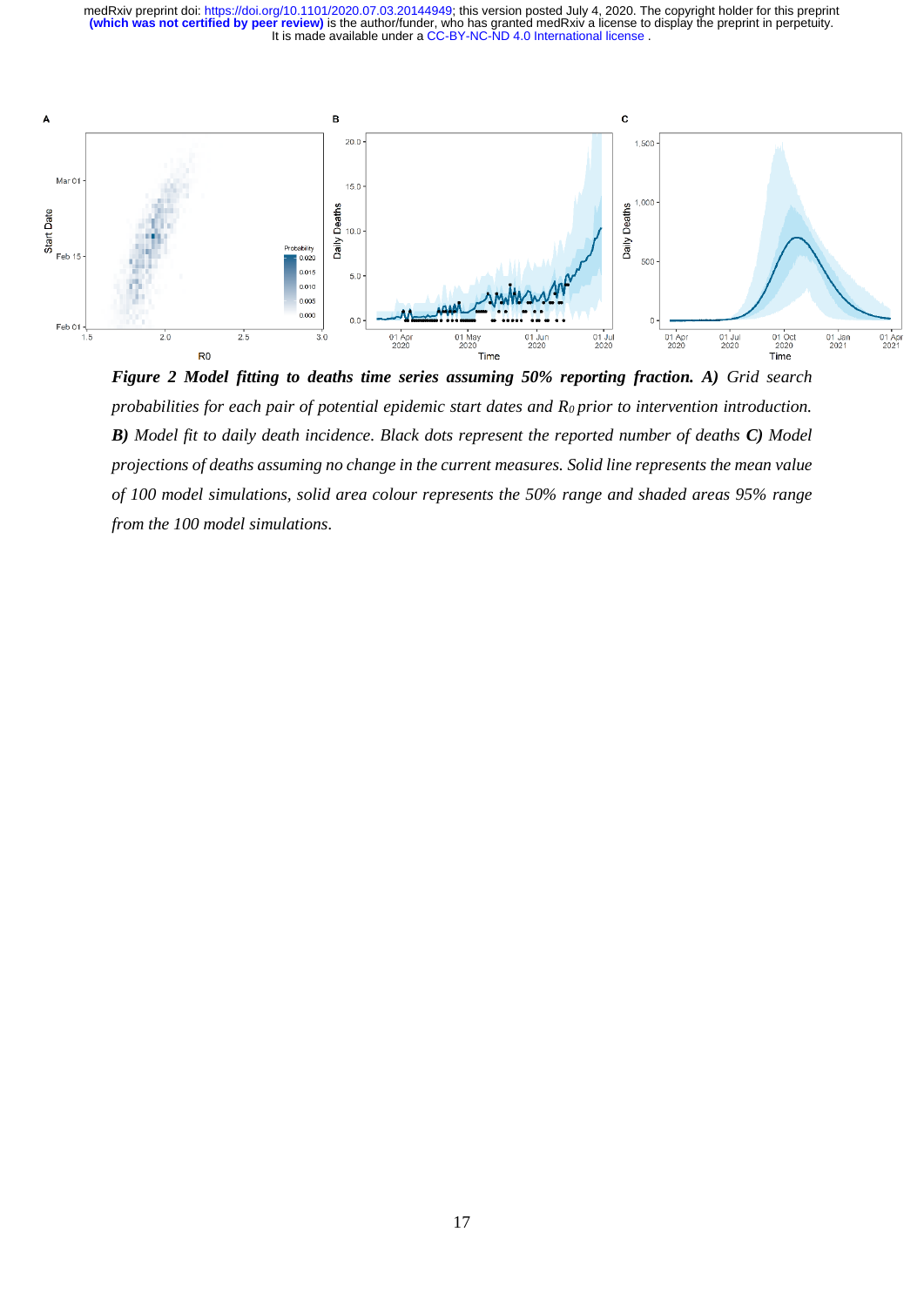***Figure 2 Model fitting to deaths time series assuming 50% reporting fraction. A)*** *Grid search probabilities for each pair of potential epidemic start dates and $R_0$ prior to intervention introduction.* ***B)*** *Model fit to daily death incidence. Black dots represent the reported number of deaths* ***C)*** *Model projections of deaths assuming no change in the current measures. Solid line represents the mean value of 100 model simulations, solid area colour represents the 50% range and shaded areas 95% range from the 100 model simulations.*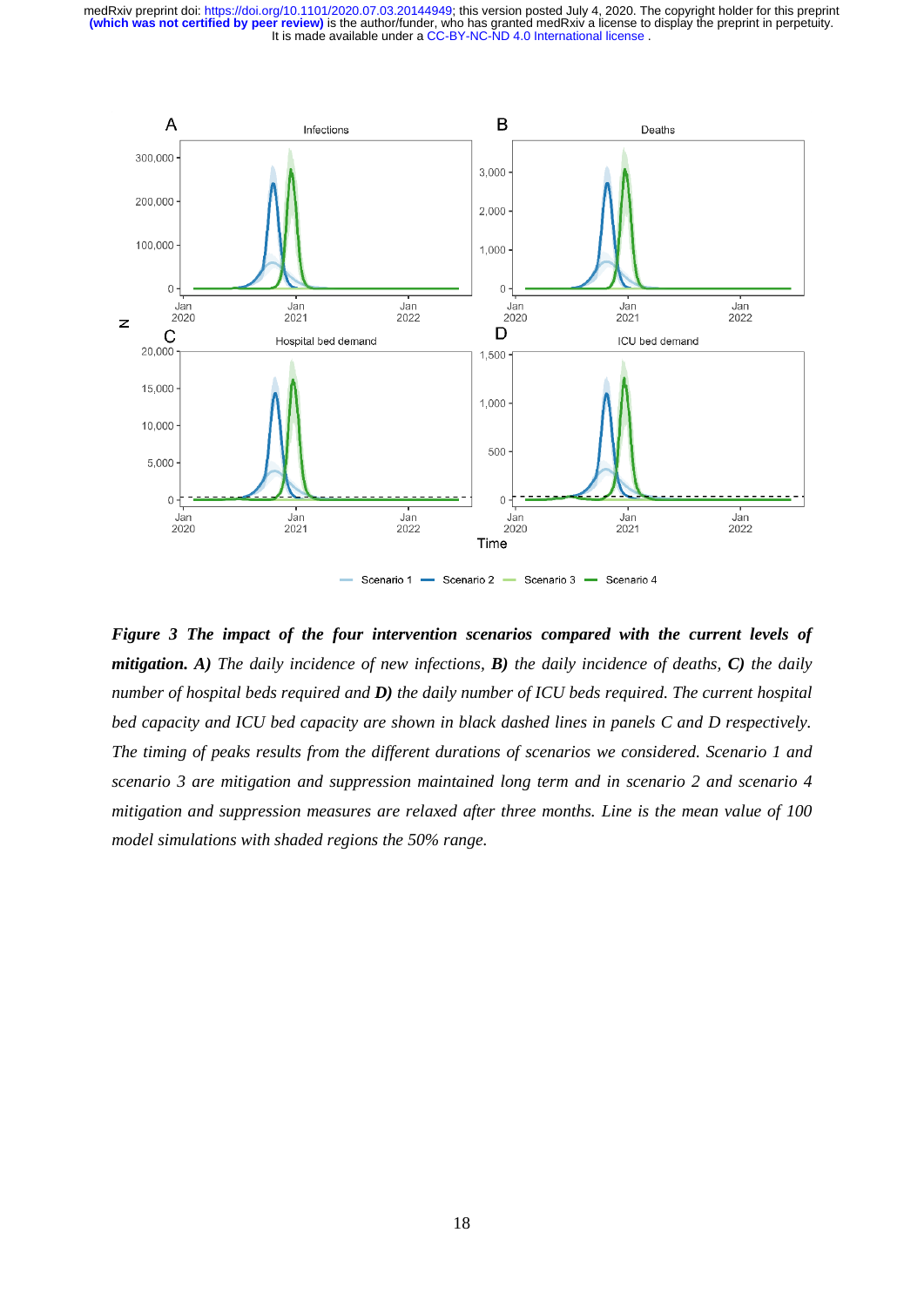***Figure 3 The impact of the four intervention scenarios compared with the current levels of mitigation. A)*** *The daily incidence of new infections,* ***B)*** *the daily incidence of deaths,* ***C)*** *the daily number of hospital beds required and* ***D)*** *the daily number of ICU beds required. The current hospital bed capacity and ICU bed capacity are shown in black dashed lines in panels C and D respectively. The timing of peaks results from the different durations of scenarios we considered. Scenario 1 and scenario 3 are mitigation and suppression maintained long term and in scenario 2 and scenario 4 mitigation and suppression measures are relaxed after three months. Line is the mean value of 100 model simulations with shaded regions the 50% range.*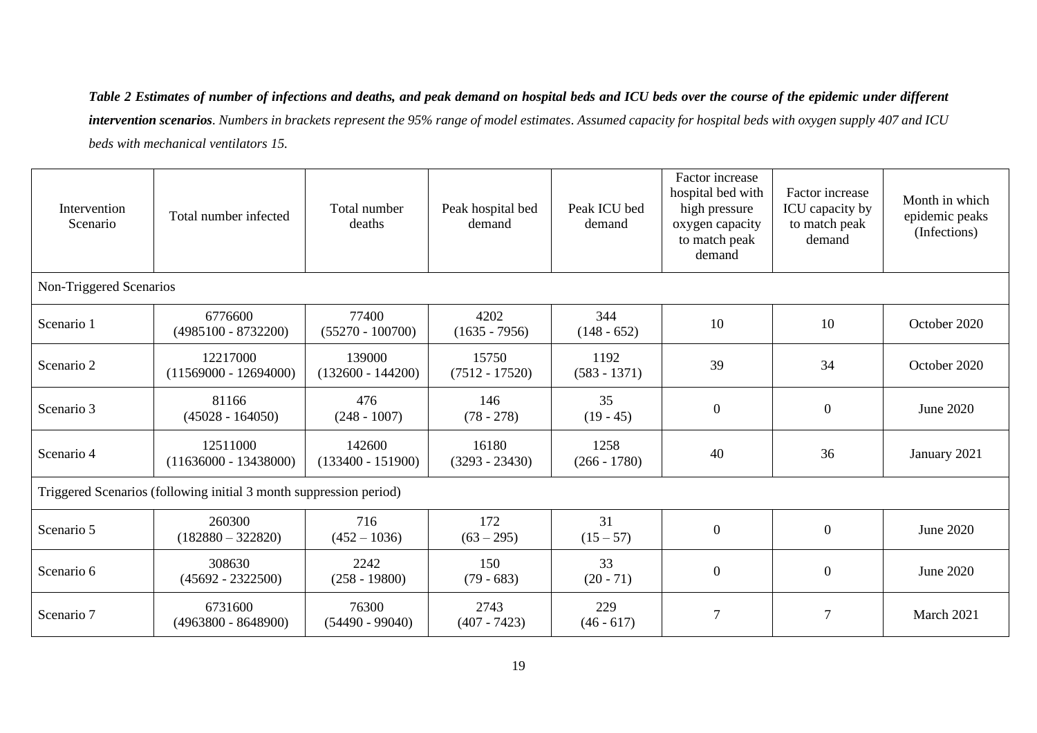***Table 2 Estimates of number of infections and deaths, and peak demand on hospital beds and ICU beds over the course of the epidemic under different intervention scenarios***. *Numbers in brackets represent the 95% range of model estimates. Assumed capacity for hospital beds with oxygen supply 407 and ICU beds with mechanical ventilators 15.*

| Intervention Scenario | Total number infected | Total number deaths | Peak hospital bed demand | Peak ICU bed demand | Factor increase hospital bed with high pressure oxygen capacity to match peak demand | Factor increase ICU capacity by to match peak demand | Month in which epidemic peaks (Infections) |
|---|---|---|---|---|---|---|---|
| Non-Triggered Scenarios | | | | | | | |
| Scenario 1 | 6776600 (4985100 - 8732200) | 77400 (55270 - 100700) | 4202 (1635 - 7956) | 344 (148 - 652) | 10 | 10 | October 2020 |
| Scenario 2 | 12217000 (11569000 - 12694000) | 139000 (132600 - 144200) | 15750 (7512 - 17520) | 1192 (583 - 1371) | 39 | 34 | October 2020 |
| Scenario 3 | 81166 (45028 - 164050) | 476 (248 - 1007) | 146 (78 - 278) | 35 (19 - 45) | 0 | 0 | June 2020 |
| Scenario 4 | 12511000 (11636000 - 13438000) | 142600 (133400 - 151900) | 16180 (3293 - 23430) | 1258 (266 - 1780) | 40 | 36 | January 2021 |
| Triggered Scenarios (following initial 3 month suppression period) | | | | | | | |
| Scenario 5 | 260300 (182880 – 322820) | 716 (452 – 1036) | 172 (63 – 295) | 31 (15 – 57) | 0 | 0 | June 2020 |
| Scenario 6 | 308630 (45692 - 2322500) | 2242 (258 - 19800) | 150 (79 - 683) | 33 (20 - 71) | 0 | 0 | June 2020 |
| Scenario 7 | 6731600 (4963800 - 8648900) | 76300 (54490 - 99040) | 2743 (407 - 7423) | 229 (46 - 617) | 7 | 7 | March 2021 |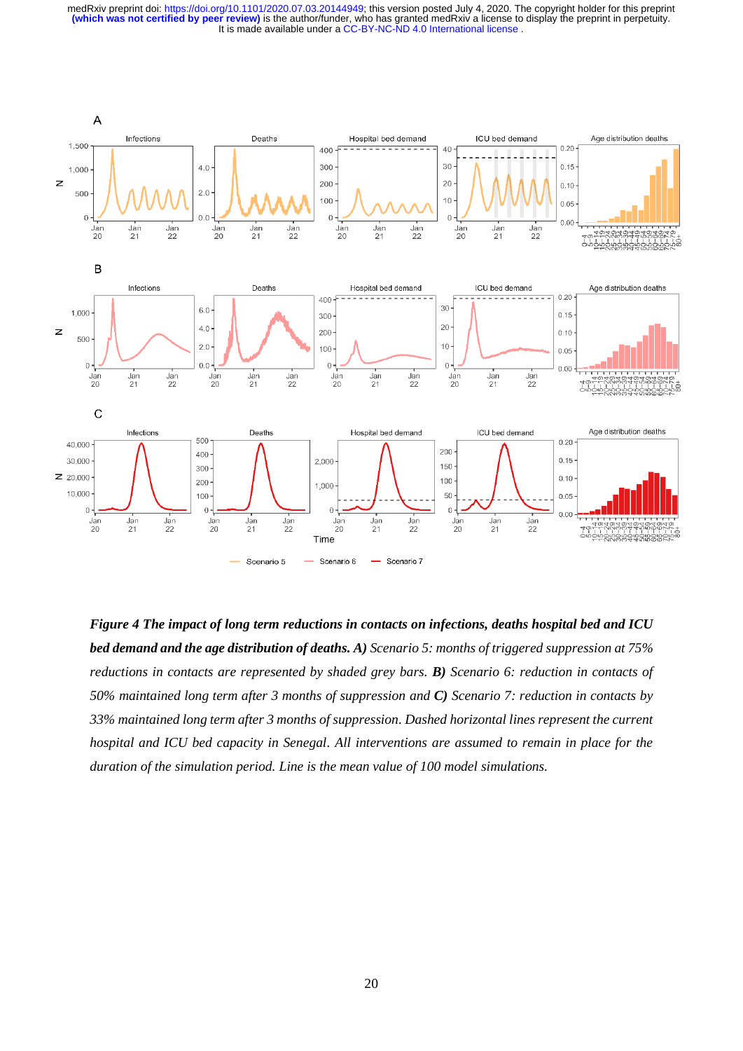A

Infections

Deaths

Hospital bed demand

ICU bed demand

Age distribution deaths

B

C

Time

Scenario 5 Scenario 6 Scenario 7

***Figure 4 The impact of long term reductions in contacts on infections, deaths hospital bed and ICU bed demand and the age distribution of deaths. A)*** *Scenario 5: months of triggered suppression at 75% reductions in contacts are represented by shaded grey bars.* ***B)*** *Scenario 6: reduction in contacts of 50% maintained long term after 3 months of suppression and* ***C)*** *Scenario 7: reduction in contacts by 33% maintained long term after 3 months of suppression. Dashed horizontal lines represent the current hospital and ICU bed capacity in Senegal. All interventions are assumed to remain in place for the duration of the simulation period. Line is the mean value of 100 model simulations.*